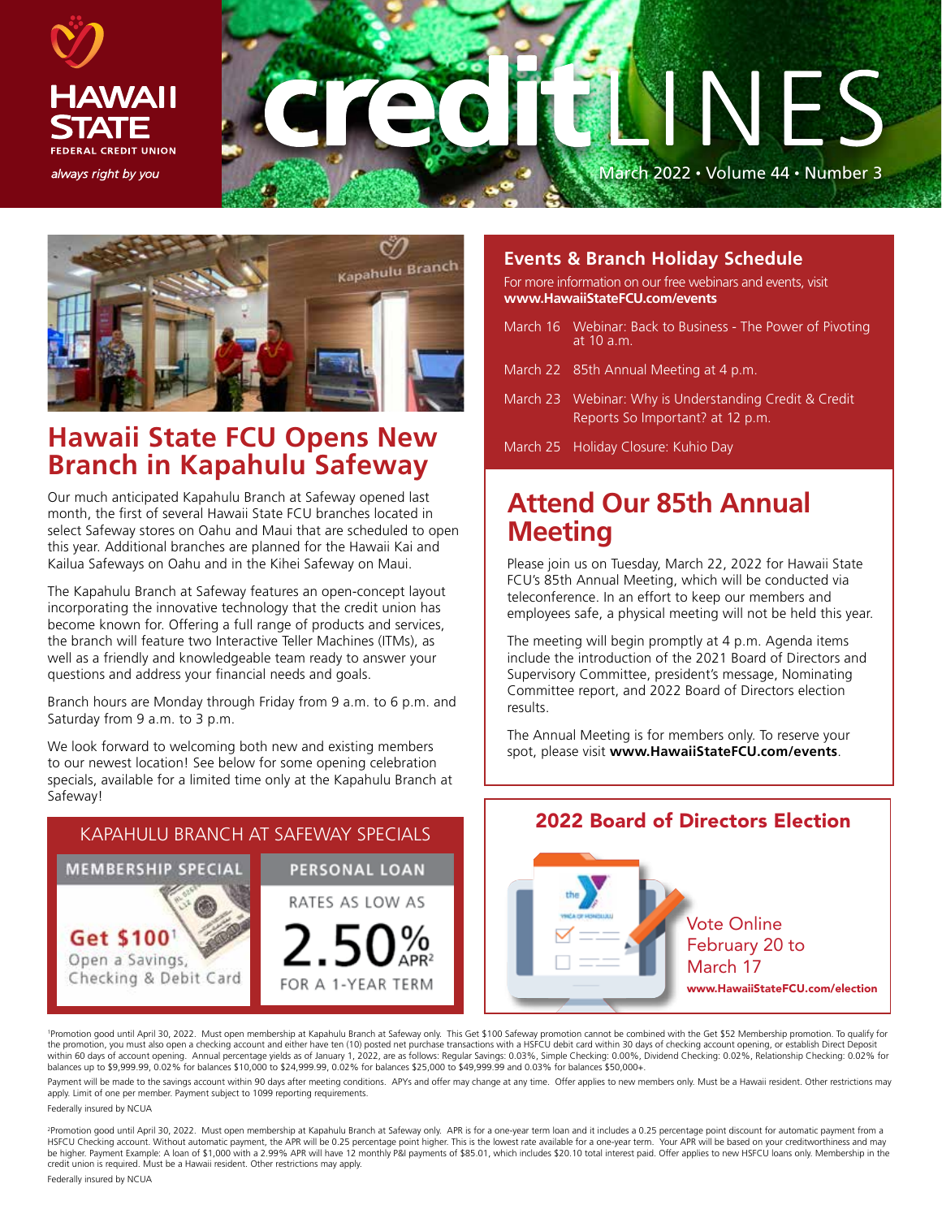HAWAII STATE FEDERAL CREDIT UNION

*always right by you*

# creditLINES

March 2022 • Volume 44 • Number 3

## Hawaii State FCU Opens New Branch in Kapahulu Safeway

Our much anticipated Kapahulu Branch at Safeway opened last month, the first of several Hawaii State FCU branches located in select Safeway stores on Oahu and Maui that are scheduled to open this year. Additional branches are planned for the Hawaii Kai and Kailua Safeways on Oahu and in the Kihei Safeway on Maui.

The Kapahulu Branch at Safeway features an open-concept layout incorporating the innovative technology that the credit union has become known for. Offering a full range of products and services, the branch will feature two Interactive Teller Machines (ITMs), as well as a friendly and knowledgeable team ready to answer your questions and address your financial needs and goals.

Branch hours are Monday through Friday from 9 a.m. to 6 p.m. and Saturday from 9 a.m. to 3 p.m.

We look forward to welcoming both new and existing members to our newest location! See below for some opening celebration specials, available for a limited time only at the Kapahulu Branch at Safeway!

### KAPAHULU BRANCH AT SAFEWAY SPECIALS

| MEMBERSHIP SPECIAL | PERSONAL LOAN |
|---|---|
| Get $100[1] Open a Savings, Checking & Debit Card | RATES AS LOW AS 2.50% APR[2] FOR A 1-YEAR TERM |

## Events & Branch Holiday Schedule

For more information on our free webinars and events, visit **www.HawaiiStateFCU.com/events**

- March 16 Webinar: Back to Business - The Power of Pivoting at 10 a.m.
- March 22 85th Annual Meeting at 4 p.m.
- March 23 Webinar: Why is Understanding Credit & Credit Reports So Important? at 12 p.m.
- March 25 Holiday Closure: Kuhio Day

## Attend Our 85th Annual Meeting

Please join us on Tuesday, March 22, 2022 for Hawaii State FCU's 85th Annual Meeting, which will be conducted via teleconference. In an effort to keep our members and employees safe, a physical meeting will not be held this year.

The meeting will begin promptly at 4 p.m. Agenda items include the introduction of the 2021 Board of Directors and Supervisory Committee, president's message, Nominating Committee report, and 2022 Board of Directors election results.

The Annual Meeting is for members only. To reserve your spot, please visit **www.HawaiiStateFCU.com/events**.

## 2022 Board of Directors Election

Vote Online February 20 to March 17

**www.HawaiiStateFCU.com/election**

[1]Promotion good until April 30, 2022. Must open membership at Kapahulu Branch at Safeway only. This Get $100 Safeway promotion cannot be combined with the Get $52 Membership promotion. To qualify for the promotion, you must also open a checking account and either have ten (10) posted net purchase transactions with a HSFCU debit card within 30 days of checking account opening, or establish Direct Deposit within 60 days of account opening. Annual percentage yields as of January 1, 2022, are as follows: Regular Savings: 0.03%, Simple Checking: 0.00%, Dividend Checking: 0.02%, Relationship Checking: 0.02% for balances up to $9,999.99, 0.02% for balances $10,000 to $24,999.99, 0.02% for balances $25,000 to $49,999.99 and 0.03% for balances $50,000+.

Payment will be made to the savings account within 90 days after meeting conditions. APYs and offer may change at any time. Offer applies to new members only. Must be a Hawaii resident. Other restrictions may apply. Limit of one per member. Payment subject to 1099 reporting requirements.

Federally insured by NCUA

[2]Promotion good until April 30, 2022. Must open membership at Kapahulu Branch at Safeway only. APR is for a one-year term loan and it includes a 0.25 percentage point discount for automatic payment from a HSFCU Checking account. Without automatic payment, the APR will be 0.25 percentage point higher. This is the lowest rate available for a one-year term. Your APR will be based on your creditworthiness and may be higher. Payment Example: A loan of $1,000 with a 2.99% APR will have 12 monthly P&I payments of $85.01, which includes $20.10 total interest paid. Offer applies to new HSFCU loans only. Membership in the credit union is required. Must be a Hawaii resident. Other restrictions may apply.

Federally insured by NCUA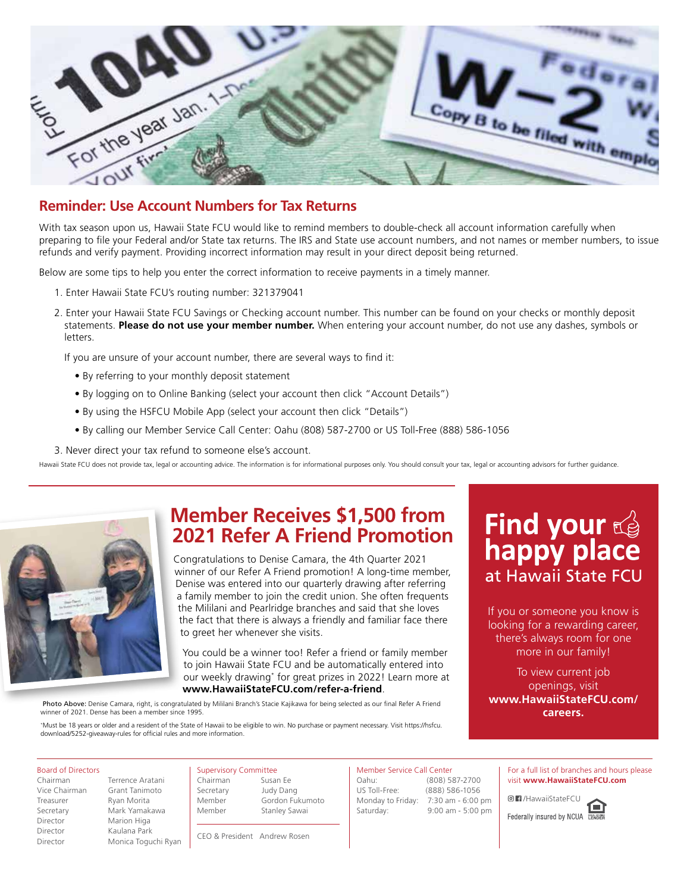## Reminder: Use Account Numbers for Tax Returns

With tax season upon us, Hawaii State FCU would like to remind members to double-check all account information carefully when preparing to file your Federal and/or State tax returns. The IRS and State use account numbers, and not names or member numbers, to issue refunds and verify payment. Providing incorrect information may result in your direct deposit being returned.

Below are some tips to help you enter the correct information to receive payments in a timely manner.

1. Enter Hawaii State FCU's routing number: 321379041
2. Enter your Hawaii State FCU Savings or Checking account number. This number can be found on your checks or monthly deposit statements. **Please do not use your member number.** When entering your account number, do not use any dashes, symbols or letters.

   If you are unsure of your account number, there are several ways to find it:

   - By referring to your monthly deposit statement
   - By logging on to Online Banking (select your account then click "Account Details")
   - By using the HSFCU Mobile App (select your account then click "Details")
   - By calling our Member Service Call Center: Oahu (808) 587-2700 or US Toll-Free (888) 586-1056
3. Never direct your tax refund to someone else's account.

Hawaii State FCU does not provide tax, legal or accounting advice. The information is for informational purposes only. You should consult your tax, legal or accounting advisors for further guidance.

## Member Receives $1,500 from 2021 Refer A Friend Promotion

Congratulations to Denise Camara, the 4th Quarter 2021 winner of our Refer A Friend promotion! A long-time member, Denise was entered into our quarterly drawing after referring a family member to join the credit union. She often frequents the Mililani and Pearlridge branches and said that she loves the fact that there is always a friendly and familiar face there to greet her whenever she visits.

You could be a winner too! Refer a friend or family member to join Hawaii State FCU and be automatically entered into our weekly drawing* for great prizes in 2022! Learn more at **www.HawaiiStateFCU.com/refer-a-friend**.

**Photo Above:** Denise Camara, right, is congratulated by Mililani Branch's Stacie Kajikawa for being selected as our final Refer A Friend winner of 2021. Dense has been a member since 1995.

*Must be 18 years or older and a resident of the State of Hawaii to be eligible to win. No purchase or payment necessary. Visit https://hsfcu.download/5252-giveaway-rules for official rules and more information.

## Find your happy place at Hawaii State FCU

If you or someone you know is looking for a rewarding career, there's always room for one more in our family!

To view current job openings, visit **www.HawaiiStateFCU.com/careers.**

**Board of Directors**

| | |
|---|---|
| Chairman | Terrence Aratani |
| Vice Chairman | Grant Tanimoto |
| Treasurer | Ryan Morita |
| Secretary | Mark Yamakawa |
| Director | Marion Higa |
| Director | Kaulana Park |
| Director | Monica Toguchi Ryan |

**Supervisory Committee**

| | |
|---|---|
| Chairman | Susan Ee |
| Secretary | Judy Dang |
| Member | Gordon Fukumoto |
| Member | Stanley Sawai |

CEO & President Andrew Rosen

**Member Service Call Center**

| | |
|---|---|
| Oahu: | (808) 587-2700 |
| US Toll-Free: | (888) 586-1056 |
| Monday to Friday: | 7:30 am - 6:00 pm |
| Saturday: | 9:00 am - 5:00 pm |

For a full list of branches and hours please visit **www.HawaiiStateFCU.com**

/HawaiiStateFCU

Federally insured by NCUA